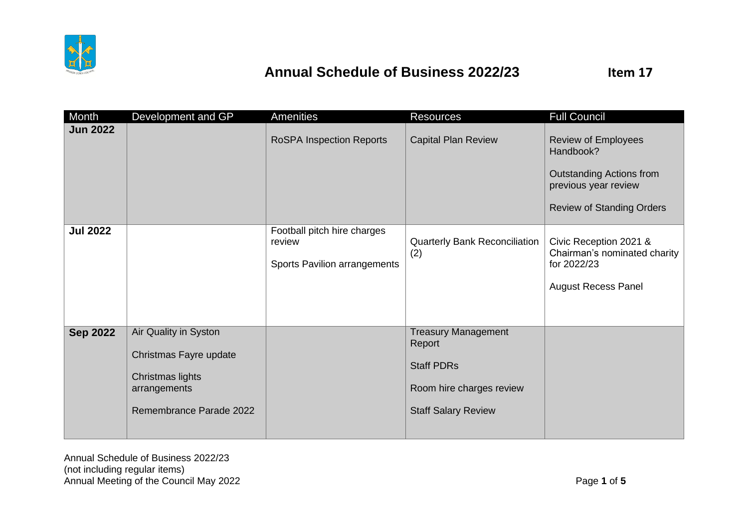# Annual Schedule of Business 2022/23

**Item 17**

| Month | Development and GP | Amenities | Resources | Full Council |
|---|---|---|---|---|
| **Jun 2022** | | RoSPA Inspection Reports | Capital Plan Review | Review of Employees Handbook?<br><br>Outstanding Actions from previous year review<br><br>Review of Standing Orders |
| **Jul 2022** | | Football pitch hire charges review<br><br>Sports Pavilion arrangements | Quarterly Bank Reconciliation (2) | Civic Reception 2021 & Chairman's nominated charity for 2022/23<br><br>August Recess Panel |
| **Sep 2022** | Air Quality in Syston<br><br>Christmas Fayre update<br><br>Christmas lights arrangements<br><br>Remembrance Parade 2022 | | Treasury Management Report<br><br>Staff PDRs<br><br>Room hire charges review<br><br>Staff Salary Review | |

Annual Schedule of Business 2022/23
(not including regular items)
Annual Meeting of the Council May 2022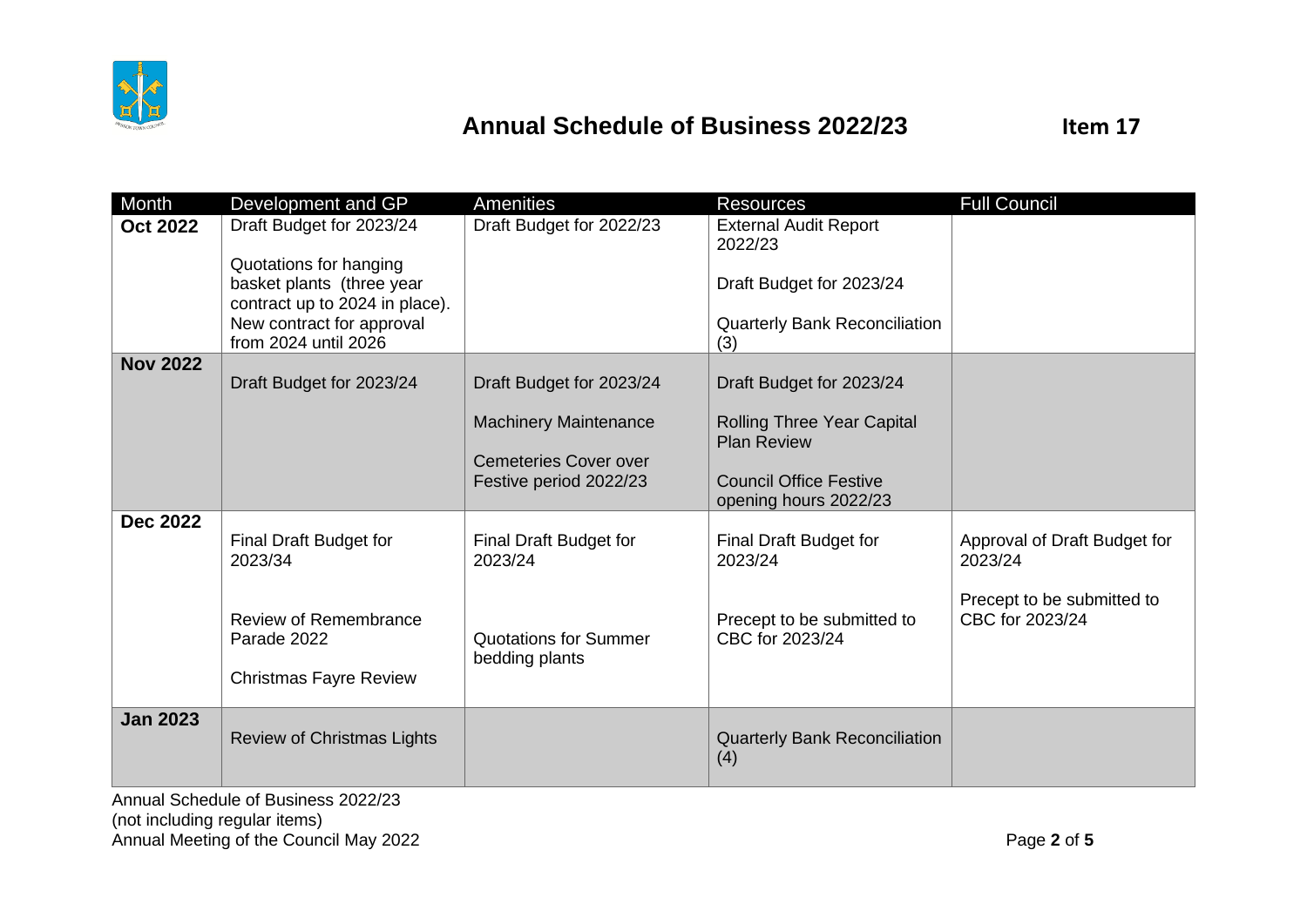# Annual Schedule of Business 2022/23

**Item 17**

| Month | Development and GP | Amenities | Resources | Full Council |
|---|---|---|---|---|
| **Oct 2022** | Draft Budget for 2023/24<br><br>Quotations for hanging basket plants (three year contract up to 2024 in place). New contract for approval from 2024 until 2026 | Draft Budget for 2022/23 | External Audit Report 2022/23<br><br>Draft Budget for 2023/24<br><br>Quarterly Bank Reconciliation (3) | |
| **Nov 2022** | Draft Budget for 2023/24 | Draft Budget for 2023/24<br><br>Machinery Maintenance<br><br>Cemeteries Cover over Festive period 2022/23 | Draft Budget for 2023/24<br><br>Rolling Three Year Capital Plan Review<br><br>Council Office Festive opening hours 2022/23 | |
| **Dec 2022** | Final Draft Budget for 2023/34<br><br>Review of Remembrance Parade 2022<br><br>Christmas Fayre Review | Final Draft Budget for 2023/24<br><br>Quotations for Summer bedding plants | Final Draft Budget for 2023/24<br><br>Precept to be submitted to CBC for 2023/24 | Approval of Draft Budget for 2023/24<br><br>Precept to be submitted to CBC for 2023/24 |
| **Jan 2023** | Review of Christmas Lights | | Quarterly Bank Reconciliation (4) | |

Annual Schedule of Business 2022/23
(not including regular items)
Annual Meeting of the Council May 2022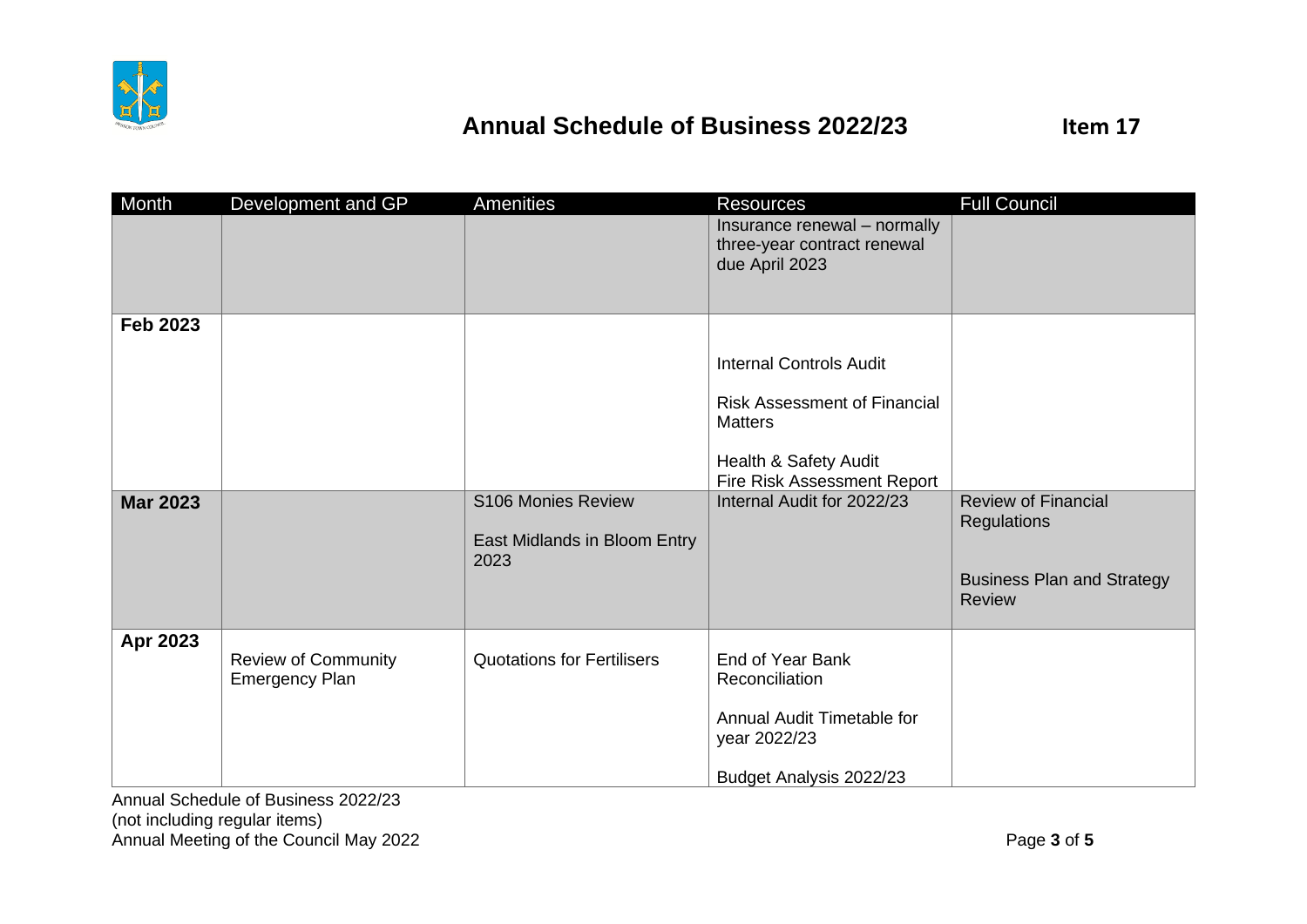# Annual Schedule of Business 2022/23

**Item 17**

| Month | Development and GP | Amenities | Resources | Full Council |
|---|---|---|---|---|
| | | | Insurance renewal – normally three-year contract renewal due April 2023 | |
| **Feb 2023** | | | Internal Controls Audit<br><br>Risk Assessment of Financial Matters<br><br>Health & Safety Audit<br>Fire Risk Assessment Report | |
| **Mar 2023** | | S106 Monies Review<br><br>East Midlands in Bloom Entry 2023 | Internal Audit for 2022/23 | Review of Financial Regulations<br><br>Business Plan and Strategy Review |
| **Apr 2023** | Review of Community Emergency Plan | Quotations for Fertilisers | End of Year Bank Reconciliation<br><br>Annual Audit Timetable for year 2022/23<br><br>Budget Analysis 2022/23 | |

Annual Schedule of Business 2022/23
(not including regular items)
Annual Meeting of the Council May 2022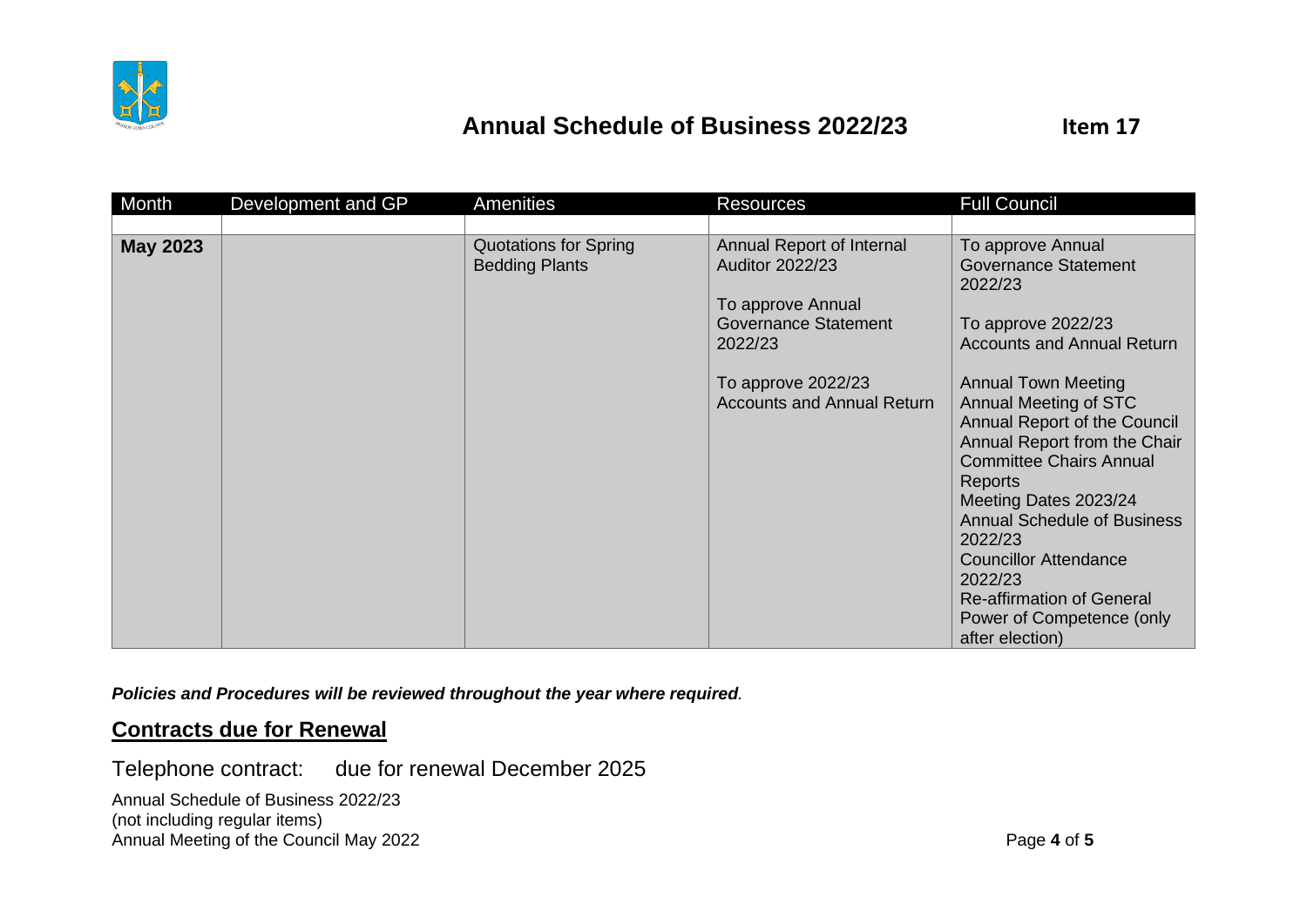## Annual Schedule of Business 2022/23

**Item 17**

| Month | Development and GP | Amenities | Resources | Full Council |
|---|---|---|---|---|
| | | | | |
| **May 2023** | | Quotations for Spring Bedding Plants | Annual Report of Internal Auditor 2022/23<br><br>To approve Annual Governance Statement 2022/23<br><br>To approve 2022/23 Accounts and Annual Return | To approve Annual Governance Statement 2022/23<br><br>To approve 2022/23 Accounts and Annual Return<br><br>Annual Town Meeting<br>Annual Meeting of STC<br>Annual Report of the Council<br>Annual Report from the Chair<br>Committee Chairs Annual Reports<br>Meeting Dates 2023/24<br>Annual Schedule of Business 2022/23<br>Councillor Attendance 2022/23<br>Re-affirmation of General Power of Competence (only after election) |

***Policies and Procedures will be reviewed throughout the year where required***.

## Contracts due for Renewal

Telephone contract: due for renewal December 2025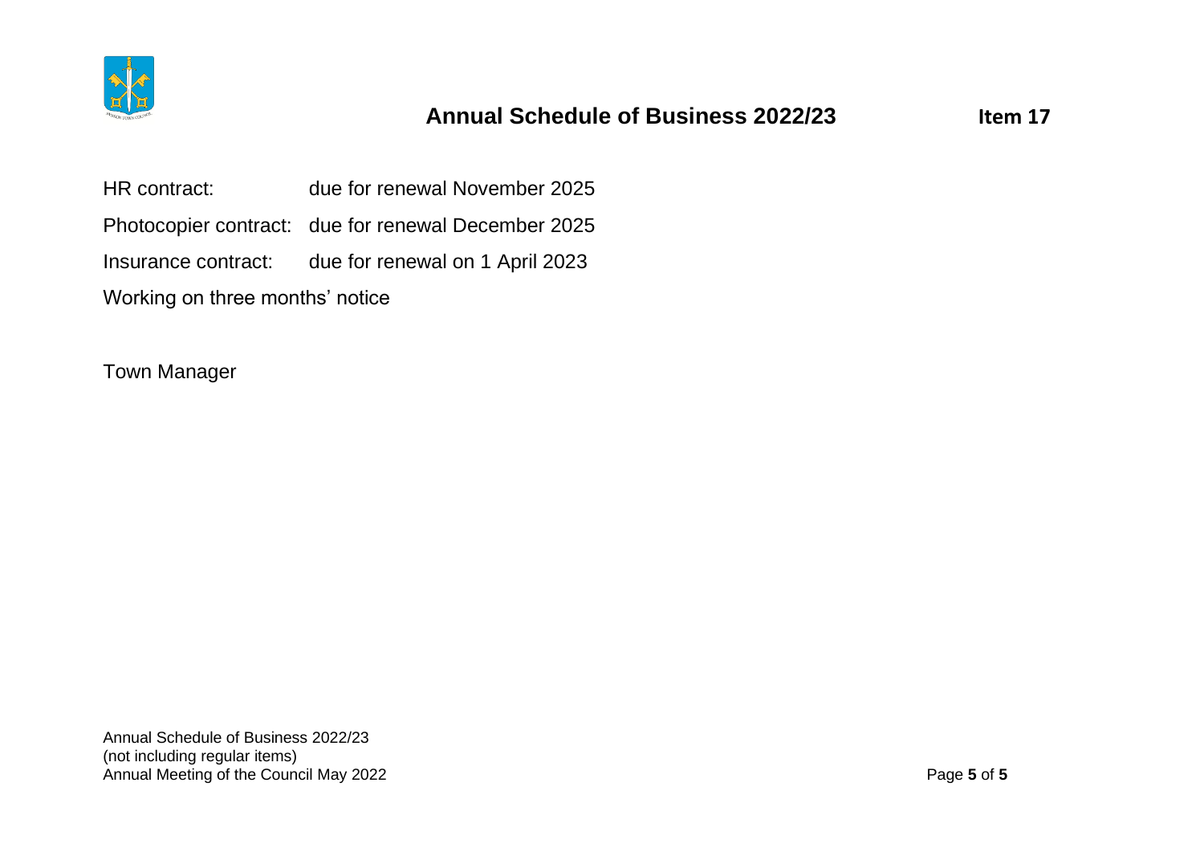# Annual Schedule of Business 2022/23

**Item 17**

HR contract: due for renewal November 2025

Photocopier contract: due for renewal December 2025

Insurance contract: due for renewal on 1 April 2023

Working on three months' notice

Town Manager